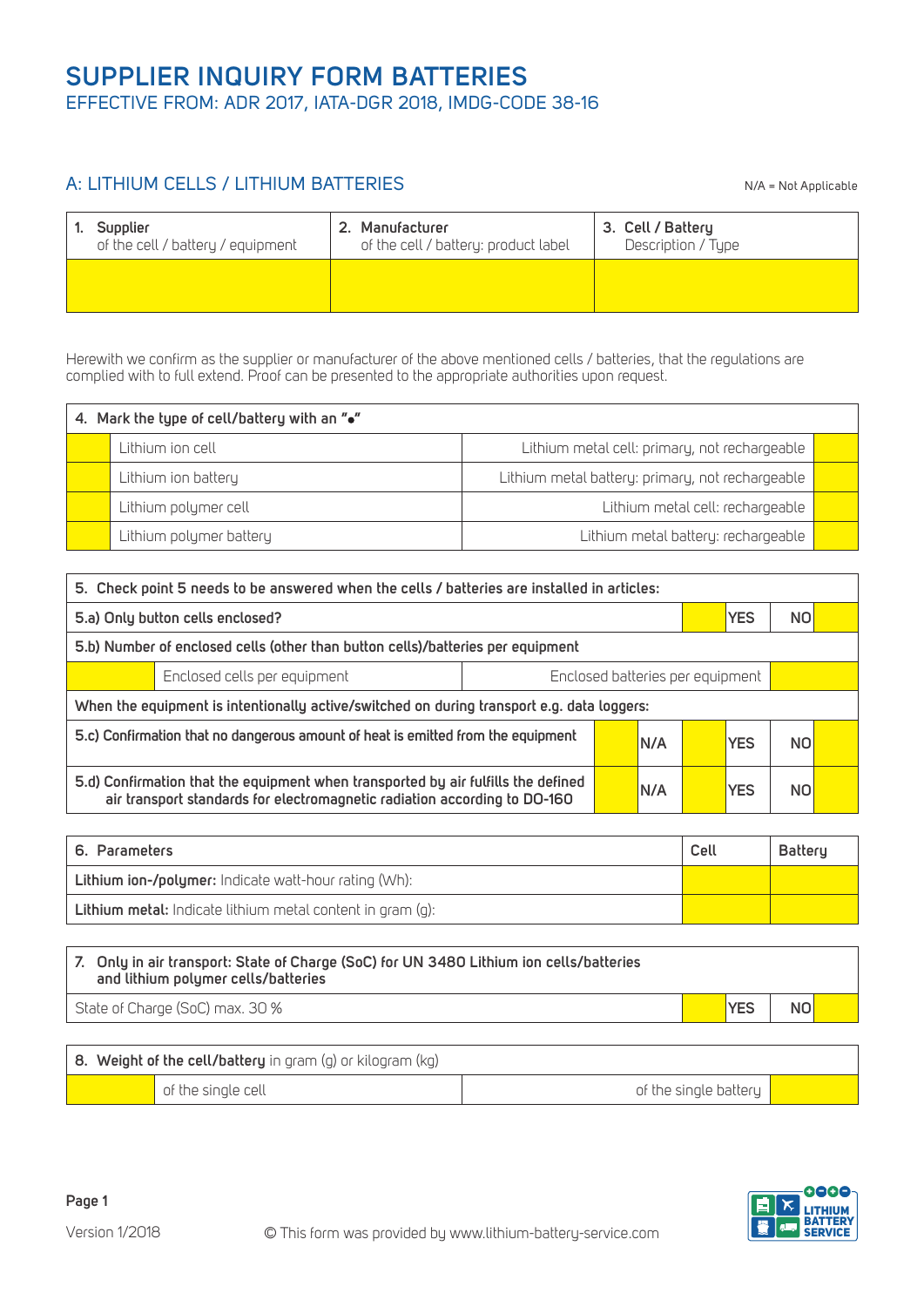# SUPPLIER INQUIRY FORM BATTERIES

EFFECTIVE FROM: ADR 2017, IATA-DGR 2018, IMDG-CODE 38-16

## A: LITHIUM CELLS / LITHIUM BATTERIES

N/A = Not Applicable

| 1. **Supplier** of the cell / battery / equipment | 2. **Manufacturer** of the cell / battery: product label | 3. **Cell / Battery** Description / Type |
|---|---|---|
| | | |

Herewith we confirm as the supplier or manufacturer of the above mentioned cells / batteries, that the regulations are complied with to full extend. Proof can be presented to the appropriate authorities upon request.

| **4. Mark the type of cell/battery with an "•"** | | | |
|---|---|---|---|
| | Lithium ion cell | Lithium metal cell: primary, not rechargeable | |
| | Lithium ion battery | Lithium metal battery: primary, not rechargeable | |
| | Lithium polymer cell | Lithium metal cell: rechargeable | |
| | Lithium polymer battery | Lithium metal battery: rechargeable | |

| **5. Check point 5 needs to be answered when the cells / batteries are installed in articles:** | | | | | | |
|---|---|---|---|---|---|---|
| **5.a) Only button cells enclosed?** | | | | **YES** | | **NO** |
| **5.b) Number of enclosed cells (other than button cells)/batteries per equipment** | | | | | | |
| | Enclosed cells per equipment | | Enclosed batteries per equipment | | | |
| **When the equipment is intentionally active/switched on during transport e.g. data loggers:** | | | | | | |
| **5.c) Confirmation that no dangerous amount of heat is emitted from the equipment** | | **N/A** | | **YES** | | **NO** |
| **5.d) Confirmation that the equipment when transported by air fulfills the defined air transport standards for electromagnetic radiation according to DO-160** | | **N/A** | | **YES** | | **NO** |

| 6. Parameters | Cell | Battery |
|---|---|---|
| **Lithium ion-/polymer:** Indicate watt-hour rating (Wh): | | |
| **Lithium metal:** Indicate lithium metal content in gram (g): | | |

| **7. Only in air transport: State of Charge (SoC) for UN 3480 Lithium ion cells/batteries and lithium polymer cells/batteries** | | | | |
|---|---|---|---|---|
| State of Charge (SoC) max. 30 % | | **YES** | | **NO** |

| **8. Weight of the cell/battery** in gram (g) or kilogram (kg) | | | |
|---|---|---|---|
| | of the single cell | of the single battery | |

Version 1/2018

© This form was provided by www.lithium-battery-service.com

LITHIUM BATTERY SERVICE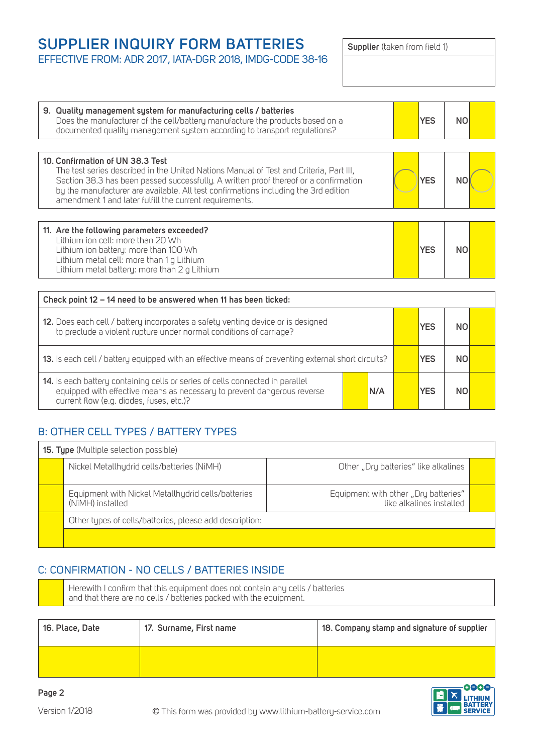# SUPPLIER INQUIRY FORM BATTERIES

EFFECTIVE FROM: ADR 2017, IATA-DGR 2018, IMDG-CODE 38-16

| **Supplier** (taken from field 1) |
|---|
| |

| | | | | |
|---|---|---|---|---|
| **9. Quality management system for manufacturing cells / batteries** Does the manufacturer of the cell/battery manufacture the products based on a documented quality management system according to transport regulations? | | YES | NO | |

| | | | | |
|---|---|---|---|---|
| **10. Confirmation of UN 38.3 Test** The test series described in the United Nations Manual of Test and Criteria, Part III, Section 38.3 has been passed successfully. A written proof thereof or a confirmation by the manufacturer are available. All test confirmations including the 3rd edition amendment 1 and later fulfill the current requirements. | | YES | NO | |

| | | | | |
|---|---|---|---|---|
| **11. Are the following parameters exceeded?** Lithium ion cell: more than 20 Wh<br>Lithium ion battery: more than 100 Wh<br>Lithium metal cell: more than 1 g Lithium<br>Lithium metal battery: more than 2 g Lithium | | YES | NO | |

| | | | | | | |
|---|---|---|---|---|---|---|
| **Check point 12 – 14 need to be answered when 11 has been ticked:** | | | | | | |
| **12.** Does each cell / battery incorporates a safety venting device or is designed to preclude a violent rupture under normal conditions of carriage? | | | | YES | NO | |
| **13.** Is each cell / battery equipped with an effective means of preventing external short circuits? | | | | YES | NO | |
| **14.** Is each battery containing cells or series of cells connected in parallel equipped with effective means as necessary to prevent dangerous reverse current flow (e.g. diodes, fuses, etc.)? | | N/A | | YES | NO | |

## B: OTHER CELL TYPES / BATTERY TYPES

| | | | |
|---|---|---|---|
| **15. Type** (Multiple selection possible) | | | |
| | Nickel Metallhydrid cells/batteries (NiMH) | Other „Dry batteries" like alkalines | |
| | Equipment with Nickel Metallhydrid cells/batteries (NiMH) installed | Equipment with other „Dry batteries" like alkalines installed | |
| | Other types of cells/batteries, please add description: | | |
| | | | |

## C: CONFIRMATION - NO CELLS / BATTERIES INSIDE

| | |
|---|---|
| | Herewith I confirm that this equipment does not contain any cells / batteries and that there are no cells / batteries packed with the equipment. |

| 16. Place, Date | 17. Surname, First name | 18. Company stamp and signature of supplier |
|---|---|---|
| | | |

Version 1/2018

© This form was provided by www.lithium-battery-service.com

LITHIUM BATTERY SERVICE